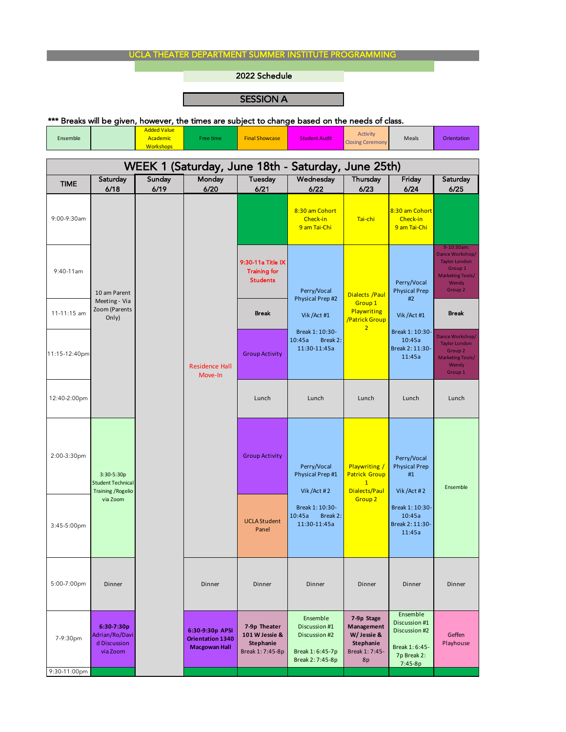# UCLA THEATER DEPARTMENT SUMMER INSTITUTE PROGRAMMING

## 2022 Schedule

## SESSION A

*** Breaks will be given, however, the times are subject to change based on the needs of class.

| Ensemble | | Added Value Academic Workshops | Free time | Final Showcase | Student Audit | Activity Closing Ceremony | Meals | Orientation |
|---|---|---|---|---|---|---|---|---|

## WEEK 1 (Saturday, June 18th - Saturday, June 25th)

| TIME | Saturday 6/18 | Sunday 6/19 | Monday 6/20 | Tuesday 6/21 | Wednesday 6/22 | Thursday 6/23 | Friday 6/24 | Saturday 6/25 |
|---|---|---|---|---|---|---|---|---|
| 9:00-9:30am | 10 am Parent Meeting - Via Zoom (Parents Only) | | Residence Hall Move-In | | 8:30 am Cohort Check-in 9 am Tai-Chi | Tai-chi | 8:30 am Cohort Check-in 9 am Tai-Chi | |
| 9:40-11am | | | | 9:30-11a Title IX Training for Students | Perry/Vocal Physical Prep #2 Vik /Act #1 Break 1: 10:30-10:45a Break 2: 11:30-11:45a | Dialects /Paul Group 1 Playwriting /Patrick Group 2 | Perry/Vocal Physical Prep #2 Vik /Act #1 Break 1: 10:30-10:45a Break 2: 11:30-11:45a | 9-10:30am: Dance Workshop/ Taylor London Group 1 Marketing Tools/ Wendy Group 2 |
| 11-11:15 am | | | | Break | | | | Break |
| 11:15-12:40pm | | | | Group Activity | | | | Dance Workshop/ Taylor London Group 2 Marketing Tools/ Wendy Group 1 |
| 12:40-2:00pm | | | | Lunch | Lunch | Lunch | Lunch | Lunch |
| 2:00-3:30pm | 3:30-5:30p Student Technical Training /Rogelio via Zoom | | | Group Activity | Perry/Vocal Physical Prep #1 Vik /Act # 2 Break 1: 10:30-10:45a Break 2: 11:30-11:45a | Playwriting / Patrick Group 1 Dialects/Paul Group 2 | Perry/Vocal Physical Prep #1 Vik /Act # 2 Break 1: 10:30-10:45a Break 2: 11:30-11:45a | Ensemble |
| 3:45-5:00pm | | | | UCLA Student Panel | | | | |
| 5:00-7:00pm | Dinner | | Dinner | Dinner | Dinner | Dinner | Dinner | Dinner |
| 7-9:30pm | 6:30-7:30p Adrian/Ro/David Discussion via Zoom | | 6:30-9:30p APSI Orientation 1340 Macgowan Hall | 7-9p Theater 101 W Jessie & Stephanie Break 1: 7:45-8p | Ensemble Discussion #1 Discussion #2 Break 1: 6:45-7p Break 2: 7:45-8p | 7-9p Stage Management W/ Jessie & Stephanie Break 1: 7:45-8p | Ensemble Discussion #1 Discussion #2 Break 1: 6:45-7p Break 2: 7:45-8p | Geffen Playhouse |
| 9:30-11:00pm | | | | | | | | |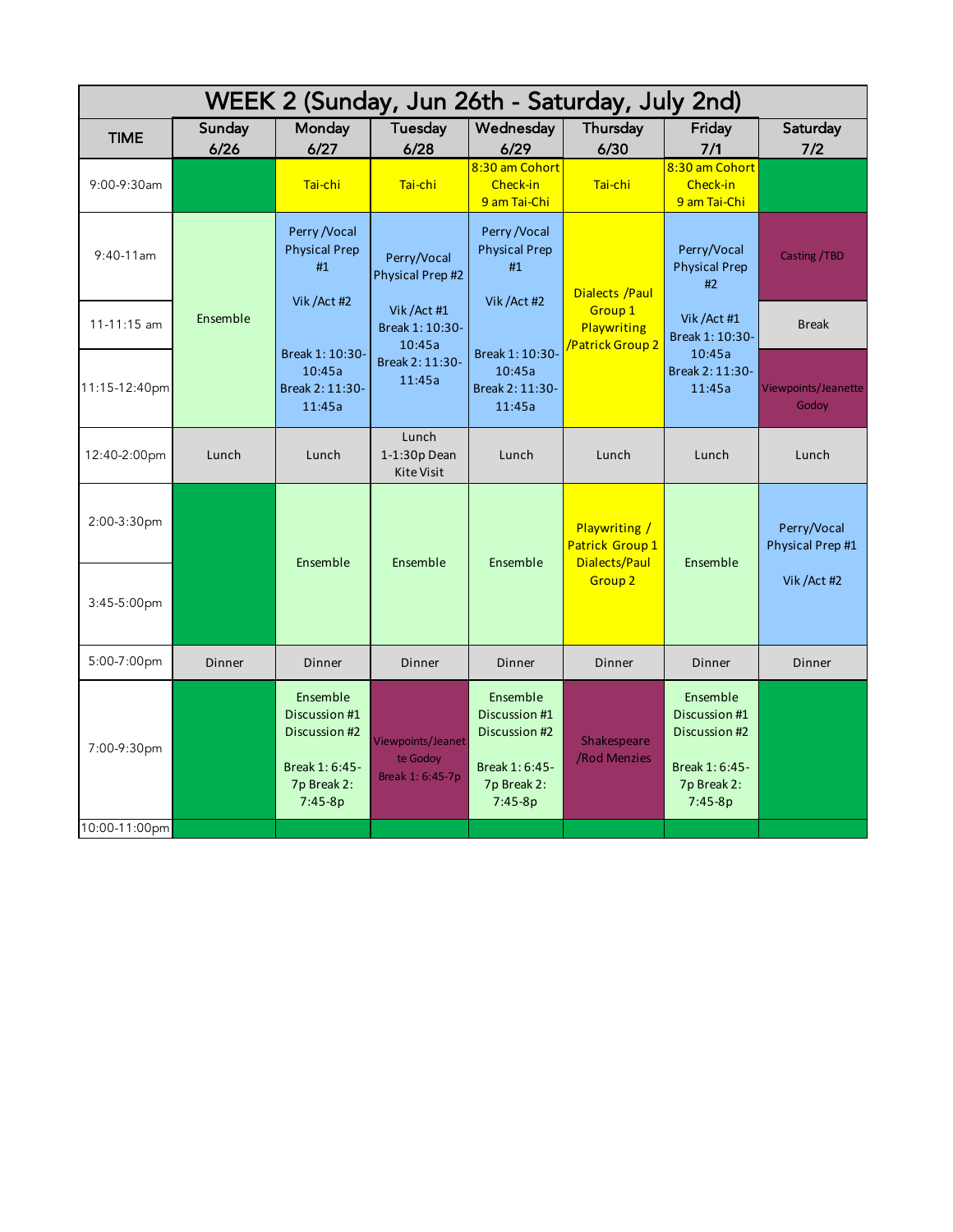| WEEK 2 (Sunday, Jun 26th - Saturday, July 2nd) | | | | | | | |
|---|---|---|---|---|---|---|---|
| TIME | Sunday 6/26 | Monday 6/27 | Tuesday 6/28 | Wednesday 6/29 | Thursday 6/30 | Friday 7/1 | Saturday 7/2 |
| 9:00-9:30am | | Tai-chi | Tai-chi | 8:30 am Cohort Check-in 9 am Tai-Chi | Tai-chi | 8:30 am Cohort Check-in 9 am Tai-Chi | |
| 9:40-11am | Ensemble | Perry /Vocal Physical Prep #1 Vik /Act #2 Break 1: 10:30-10:45a Break 2: 11:30-11:45a | Perry/Vocal Physical Prep #2 Vik /Act #1 Break 1: 10:30-10:45a Break 2: 11:30-11:45a | Perry /Vocal Physical Prep #1 Vik /Act #2 Break 1: 10:30-10:45a Break 2: 11:30-11:45a | Dialects /Paul Group 1 Playwriting /Patrick Group 2 | Perry/Vocal Physical Prep #2 Vik /Act #1 Break 1: 10:30-10:45a Break 2: 11:30-11:45a | Casting /TBD |
| 11-11:15 am | | | | | | | Break |
| 11:15-12:40pm | | | | | | | Viewpoints/Jeanette Godoy |
| 12:40-2:00pm | Lunch | Lunch | Lunch 1-1:30p Dean Kite Visit | Lunch | Lunch | Lunch | Lunch |
| 2:00-3:30pm | | Ensemble | Ensemble | Ensemble | Playwriting / Patrick Group 1 Dialects/Paul Group 2 | Ensemble | Perry/Vocal Physical Prep #1 Vik /Act #2 |
| 3:45-5:00pm | | | | | | | |
| 5:00-7:00pm | Dinner | Dinner | Dinner | Dinner | Dinner | Dinner | Dinner |
| 7:00-9:30pm | | Ensemble Discussion #1 Discussion #2 Break 1: 6:45-7p Break 2: 7:45-8p | Viewpoints/Jeanette Godoy Break 1: 6:45-7p | Ensemble Discussion #1 Discussion #2 Break 1: 6:45-7p Break 2: 7:45-8p | Shakespeare /Rod Menzies | Ensemble Discussion #1 Discussion #2 Break 1: 6:45-7p Break 2: 7:45-8p | |
| 10:00-11:00pm | | | | | | | |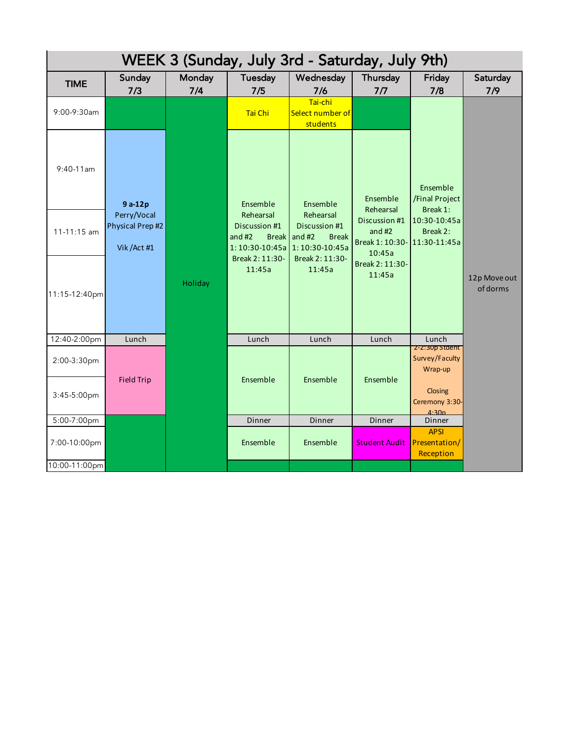# WEEK 3 (Sunday, July 3rd - Saturday, July 9th)

| TIME | Sunday 7/3 | Monday 7/4 | Tuesday 7/5 | Wednesday 7/6 | Thursday 7/7 | Friday 7/8 | Saturday 7/9 |
|---|---|---|---|---|---|---|---|
| 9:00-9:30am | | Holiday | Tai Chi | Tai-chi Select number of students | | Ensemble /Final Project Break 1: 10:30-10:45a Break 2: 11:30-11:45a | 12p Move out of dorms |
| 9:40-11am | **9 a-12p** Perry/Vocal Physical Prep #2 Vik /Act #1 | | Ensemble Rehearsal Discussion #1 and #2 Break 1: 10:30-10:45a Break 2: 11:30-11:45a | Ensemble Rehearsal Discussion #1 and #2 Break 1: 10:30-10:45a Break 2: 11:30-11:45a | Ensemble Rehearsal Discussion #1 and #2 Break 1: 10:30-10:45a Break 2: 11:30-11:45a | | |
| 11-11:15 am | | | | | | | |
| 11:15-12:40pm | | | | | | | |
| 12:40-2:00pm | Lunch | | Lunch | Lunch | Lunch | Lunch | |
| 2:00-3:30pm | Field Trip | | Ensemble | Ensemble | Ensemble | 2-2:30p Student Survey/Faculty Wrap-up Closing Ceremony 3:30-4:30p | |
| 3:45-5:00pm | | | | | | | |
| 5:00-7:00pm | | | Dinner | Dinner | Dinner | Dinner | |
| 7:00-10:00pm | | | Ensemble | Ensemble | Student Audit | APSI Presentation/ Reception | |
| 10:00-11:00pm | | | | | | | |